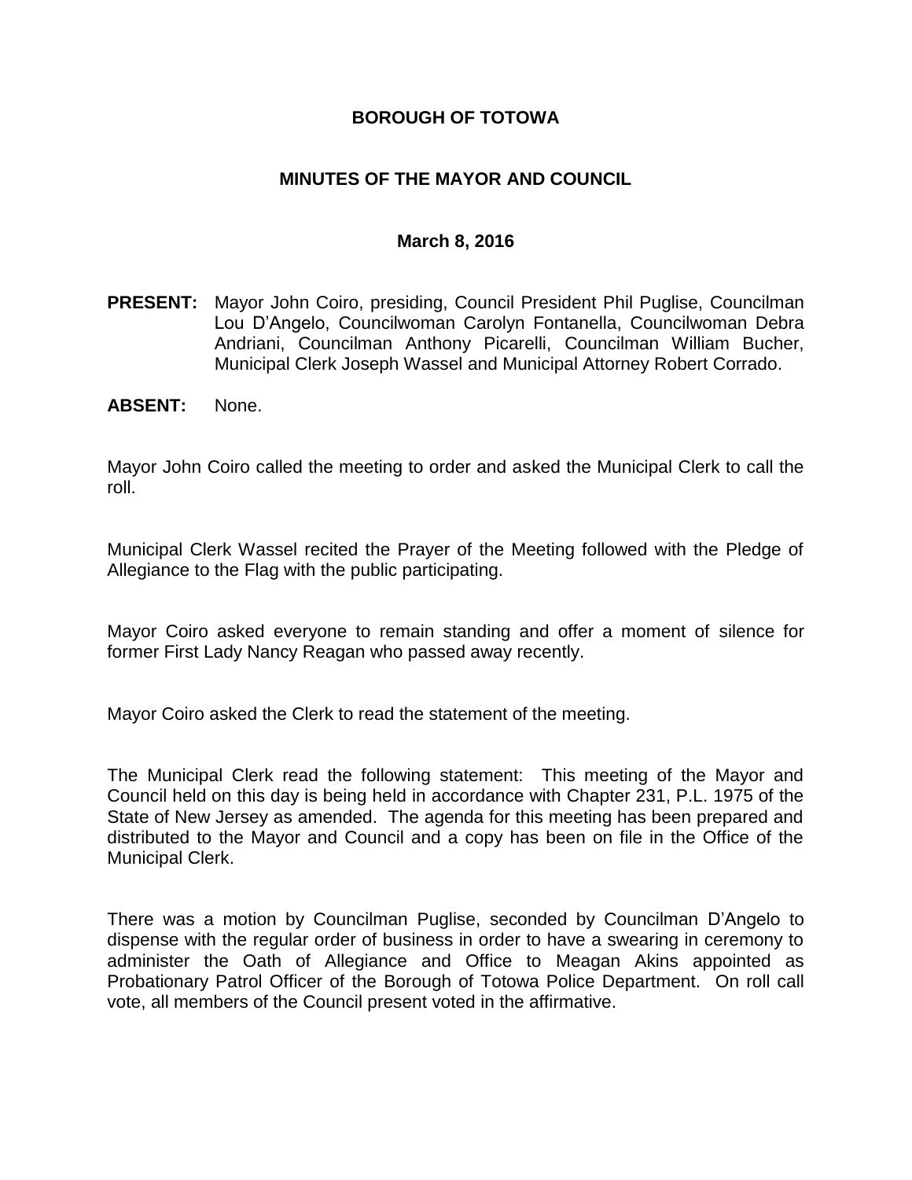# BOROUGH OF TOTOWA

## MINUTES OF THE MAYOR AND COUNCIL

### March 8, 2016

**PRESENT:** Mayor John Coiro, presiding, Council President Phil Puglise, Councilman Lou D'Angelo, Councilwoman Carolyn Fontanella, Councilwoman Debra Andriani, Councilman Anthony Picarelli, Councilman William Bucher, Municipal Clerk Joseph Wassel and Municipal Attorney Robert Corrado.

**ABSENT:** None.

Mayor John Coiro called the meeting to order and asked the Municipal Clerk to call the roll.

Municipal Clerk Wassel recited the Prayer of the Meeting followed with the Pledge of Allegiance to the Flag with the public participating.

Mayor Coiro asked everyone to remain standing and offer a moment of silence for former First Lady Nancy Reagan who passed away recently.

Mayor Coiro asked the Clerk to read the statement of the meeting.

The Municipal Clerk read the following statement: This meeting of the Mayor and Council held on this day is being held in accordance with Chapter 231, P.L. 1975 of the State of New Jersey as amended. The agenda for this meeting has been prepared and distributed to the Mayor and Council and a copy has been on file in the Office of the Municipal Clerk.

There was a motion by Councilman Puglise, seconded by Councilman D'Angelo to dispense with the regular order of business in order to have a swearing in ceremony to administer the Oath of Allegiance and Office to Meagan Akins appointed as Probationary Patrol Officer of the Borough of Totowa Police Department. On roll call vote, all members of the Council present voted in the affirmative.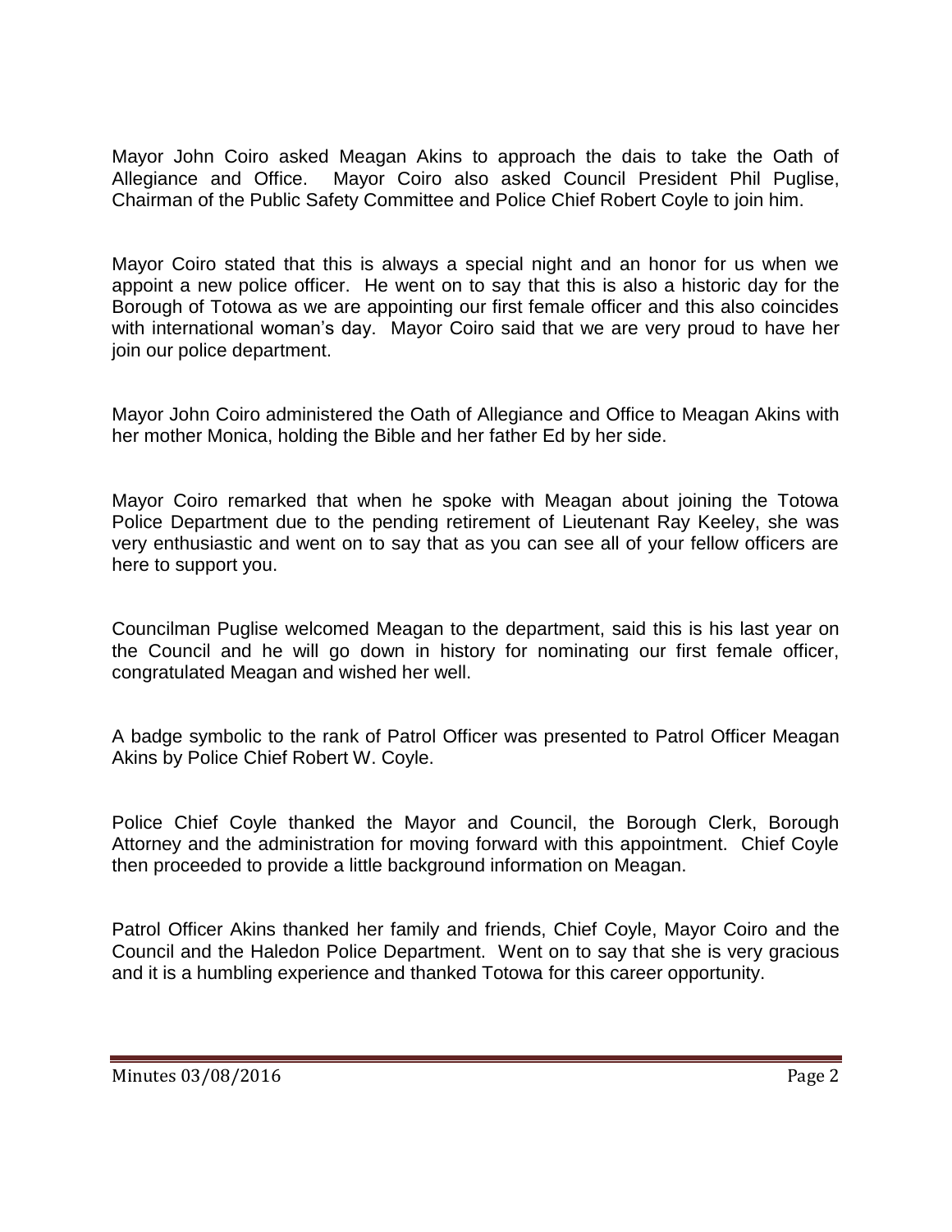Mayor John Coiro asked Meagan Akins to approach the dais to take the Oath of Allegiance and Office. Mayor Coiro also asked Council President Phil Puglise, Chairman of the Public Safety Committee and Police Chief Robert Coyle to join him.

Mayor Coiro stated that this is always a special night and an honor for us when we appoint a new police officer. He went on to say that this is also a historic day for the Borough of Totowa as we are appointing our first female officer and this also coincides with international woman's day. Mayor Coiro said that we are very proud to have her join our police department.

Mayor John Coiro administered the Oath of Allegiance and Office to Meagan Akins with her mother Monica, holding the Bible and her father Ed by her side.

Mayor Coiro remarked that when he spoke with Meagan about joining the Totowa Police Department due to the pending retirement of Lieutenant Ray Keeley, she was very enthusiastic and went on to say that as you can see all of your fellow officers are here to support you.

Councilman Puglise welcomed Meagan to the department, said this is his last year on the Council and he will go down in history for nominating our first female officer, congratulated Meagan and wished her well.

A badge symbolic to the rank of Patrol Officer was presented to Patrol Officer Meagan Akins by Police Chief Robert W. Coyle.

Police Chief Coyle thanked the Mayor and Council, the Borough Clerk, Borough Attorney and the administration for moving forward with this appointment. Chief Coyle then proceeded to provide a little background information on Meagan.

Patrol Officer Akins thanked her family and friends, Chief Coyle, Mayor Coiro and the Council and the Haledon Police Department. Went on to say that she is very gracious and it is a humbling experience and thanked Totowa for this career opportunity.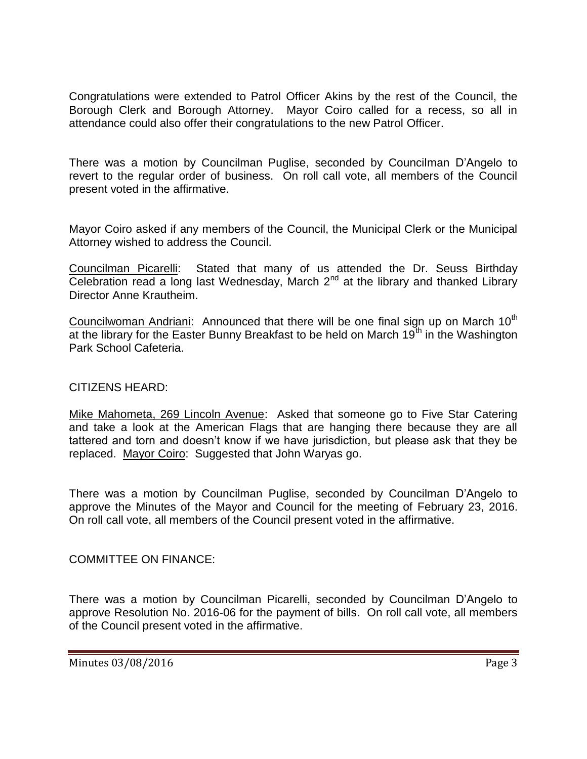Congratulations were extended to Patrol Officer Akins by the rest of the Council, the Borough Clerk and Borough Attorney. Mayor Coiro called for a recess, so all in attendance could also offer their congratulations to the new Patrol Officer.

There was a motion by Councilman Puglise, seconded by Councilman D'Angelo to revert to the regular order of business. On roll call vote, all members of the Council present voted in the affirmative.

Mayor Coiro asked if any members of the Council, the Municipal Clerk or the Municipal Attorney wished to address the Council.

Councilman Picarelli: Stated that many of us attended the Dr. Seuss Birthday Celebration read a long last Wednesday, March 2nd at the library and thanked Library Director Anne Krautheim.

Councilwoman Andriani: Announced that there will be one final sign up on March 10th at the library for the Easter Bunny Breakfast to be held on March 19th in the Washington Park School Cafeteria.

CITIZENS HEARD:

Mike Mahometa, 269 Lincoln Avenue: Asked that someone go to Five Star Catering and take a look at the American Flags that are hanging there because they are all tattered and torn and doesn't know if we have jurisdiction, but please ask that they be replaced. Mayor Coiro: Suggested that John Waryas go.

There was a motion by Councilman Puglise, seconded by Councilman D'Angelo to approve the Minutes of the Mayor and Council for the meeting of February 23, 2016. On roll call vote, all members of the Council present voted in the affirmative.

COMMITTEE ON FINANCE:

There was a motion by Councilman Picarelli, seconded by Councilman D'Angelo to approve Resolution No. 2016-06 for the payment of bills. On roll call vote, all members of the Council present voted in the affirmative.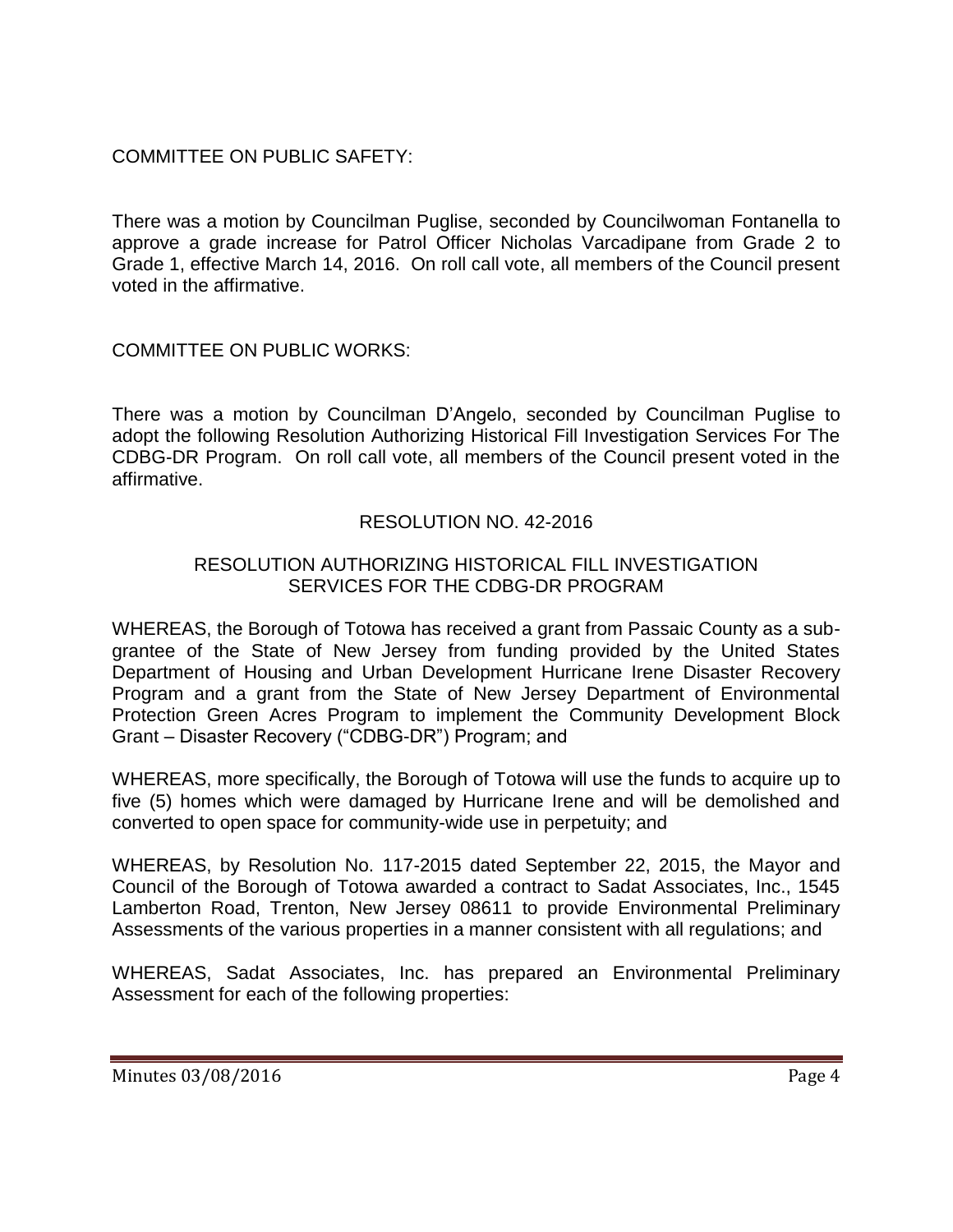COMMITTEE ON PUBLIC SAFETY:

There was a motion by Councilman Puglise, seconded by Councilwoman Fontanella to approve a grade increase for Patrol Officer Nicholas Varcadipane from Grade 2 to Grade 1, effective March 14, 2016. On roll call vote, all members of the Council present voted in the affirmative.

COMMITTEE ON PUBLIC WORKS:

There was a motion by Councilman D'Angelo, seconded by Councilman Puglise to adopt the following Resolution Authorizing Historical Fill Investigation Services For The CDBG-DR Program. On roll call vote, all members of the Council present voted in the affirmative.

RESOLUTION NO. 42-2016

RESOLUTION AUTHORIZING HISTORICAL FILL INVESTIGATION SERVICES FOR THE CDBG-DR PROGRAM

WHEREAS, the Borough of Totowa has received a grant from Passaic County as a sub-grantee of the State of New Jersey from funding provided by the United States Department of Housing and Urban Development Hurricane Irene Disaster Recovery Program and a grant from the State of New Jersey Department of Environmental Protection Green Acres Program to implement the Community Development Block Grant – Disaster Recovery ("CDBG-DR") Program; and

WHEREAS, more specifically, the Borough of Totowa will use the funds to acquire up to five (5) homes which were damaged by Hurricane Irene and will be demolished and converted to open space for community-wide use in perpetuity; and

WHEREAS, by Resolution No. 117-2015 dated September 22, 2015, the Mayor and Council of the Borough of Totowa awarded a contract to Sadat Associates, Inc., 1545 Lamberton Road, Trenton, New Jersey 08611 to provide Environmental Preliminary Assessments of the various properties in a manner consistent with all regulations; and

WHEREAS, Sadat Associates, Inc. has prepared an Environmental Preliminary Assessment for each of the following properties: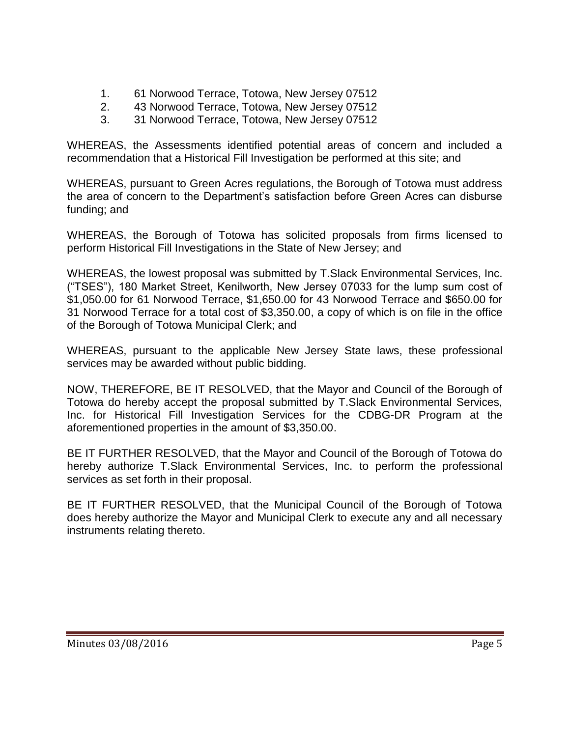1. 61 Norwood Terrace, Totowa, New Jersey 07512
2. 43 Norwood Terrace, Totowa, New Jersey 07512
3. 31 Norwood Terrace, Totowa, New Jersey 07512

WHEREAS, the Assessments identified potential areas of concern and included a recommendation that a Historical Fill Investigation be performed at this site; and

WHEREAS, pursuant to Green Acres regulations, the Borough of Totowa must address the area of concern to the Department's satisfaction before Green Acres can disburse funding; and

WHEREAS, the Borough of Totowa has solicited proposals from firms licensed to perform Historical Fill Investigations in the State of New Jersey; and

WHEREAS, the lowest proposal was submitted by T.Slack Environmental Services, Inc. ("TSES"), 180 Market Street, Kenilworth, New Jersey 07033 for the lump sum cost of $1,050.00 for 61 Norwood Terrace, $1,650.00 for 43 Norwood Terrace and $650.00 for 31 Norwood Terrace for a total cost of $3,350.00, a copy of which is on file in the office of the Borough of Totowa Municipal Clerk; and

WHEREAS, pursuant to the applicable New Jersey State laws, these professional services may be awarded without public bidding.

NOW, THEREFORE, BE IT RESOLVED, that the Mayor and Council of the Borough of Totowa do hereby accept the proposal submitted by T.Slack Environmental Services, Inc. for Historical Fill Investigation Services for the CDBG-DR Program at the aforementioned properties in the amount of $3,350.00.

BE IT FURTHER RESOLVED, that the Mayor and Council of the Borough of Totowa do hereby authorize T.Slack Environmental Services, Inc. to perform the professional services as set forth in their proposal.

BE IT FURTHER RESOLVED, that the Municipal Council of the Borough of Totowa does hereby authorize the Mayor and Municipal Clerk to execute any and all necessary instruments relating thereto.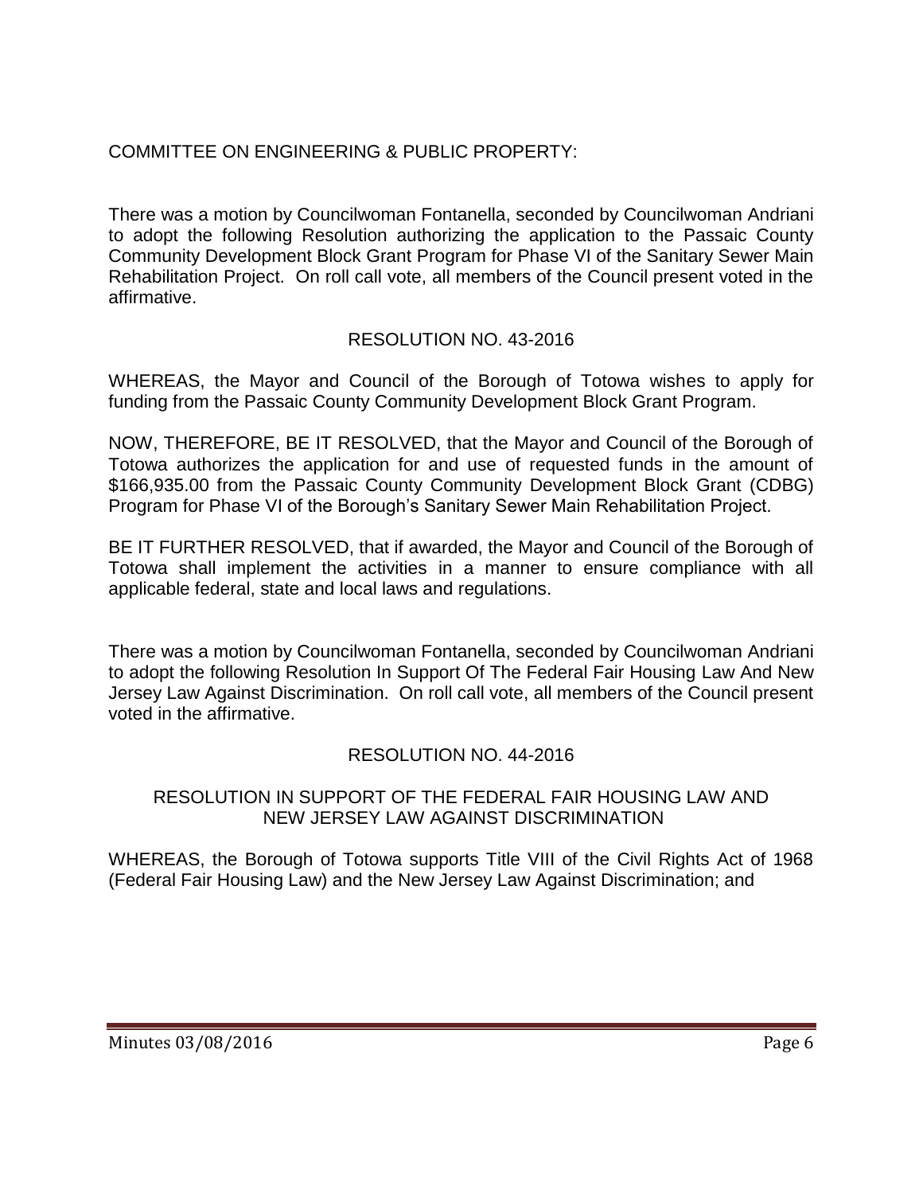COMMITTEE ON ENGINEERING & PUBLIC PROPERTY:

There was a motion by Councilwoman Fontanella, seconded by Councilwoman Andriani to adopt the following Resolution authorizing the application to the Passaic County Community Development Block Grant Program for Phase VI of the Sanitary Sewer Main Rehabilitation Project. On roll call vote, all members of the Council present voted in the affirmative.

RESOLUTION NO. 43-2016

WHEREAS, the Mayor and Council of the Borough of Totowa wishes to apply for funding from the Passaic County Community Development Block Grant Program.

NOW, THEREFORE, BE IT RESOLVED, that the Mayor and Council of the Borough of Totowa authorizes the application for and use of requested funds in the amount of $166,935.00 from the Passaic County Community Development Block Grant (CDBG) Program for Phase VI of the Borough's Sanitary Sewer Main Rehabilitation Project.

BE IT FURTHER RESOLVED, that if awarded, the Mayor and Council of the Borough of Totowa shall implement the activities in a manner to ensure compliance with all applicable federal, state and local laws and regulations.

There was a motion by Councilwoman Fontanella, seconded by Councilwoman Andriani to adopt the following Resolution In Support Of The Federal Fair Housing Law And New Jersey Law Against Discrimination. On roll call vote, all members of the Council present voted in the affirmative.

RESOLUTION NO. 44-2016

RESOLUTION IN SUPPORT OF THE FEDERAL FAIR HOUSING LAW AND NEW JERSEY LAW AGAINST DISCRIMINATION

WHEREAS, the Borough of Totowa supports Title VIII of the Civil Rights Act of 1968 (Federal Fair Housing Law) and the New Jersey Law Against Discrimination; and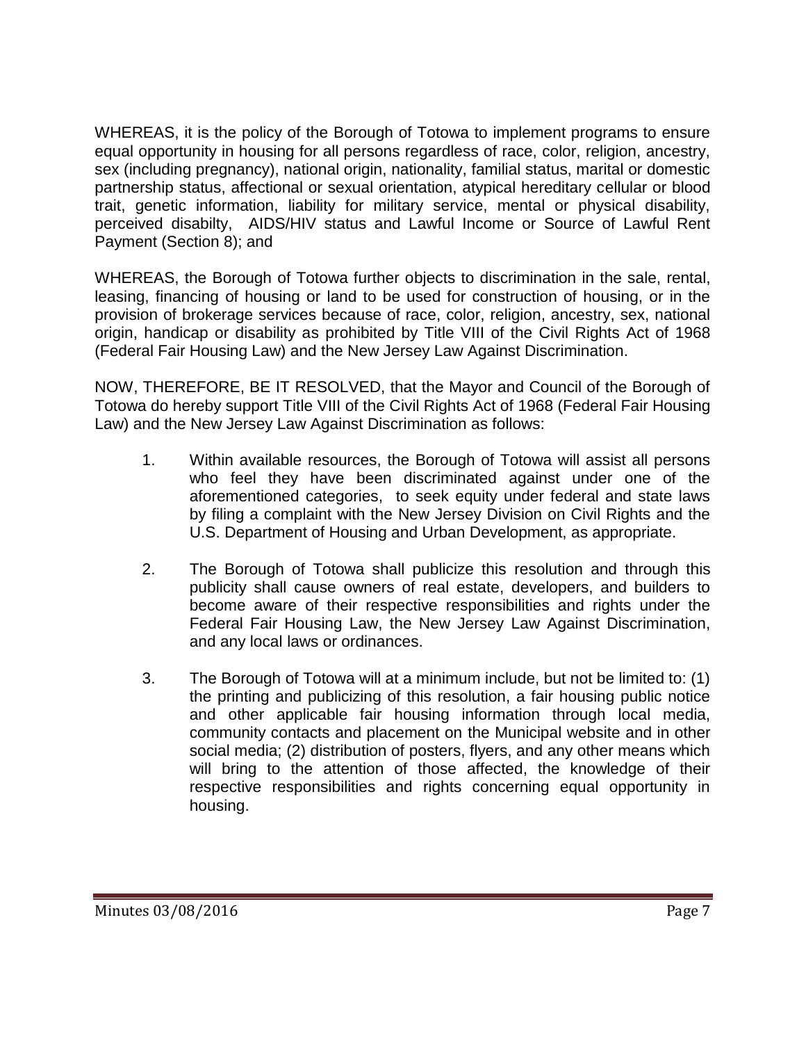WHEREAS, it is the policy of the Borough of Totowa to implement programs to ensure equal opportunity in housing for all persons regardless of race, color, religion, ancestry, sex (including pregnancy), national origin, nationality, familial status, marital or domestic partnership status, affectional or sexual orientation, atypical hereditary cellular or blood trait, genetic information, liability for military service, mental or physical disability, perceived disabilty, AIDS/HIV status and Lawful Income or Source of Lawful Rent Payment (Section 8); and

WHEREAS, the Borough of Totowa further objects to discrimination in the sale, rental, leasing, financing of housing or land to be used for construction of housing, or in the provision of brokerage services because of race, color, religion, ancestry, sex, national origin, handicap or disability as prohibited by Title VIII of the Civil Rights Act of 1968 (Federal Fair Housing Law) and the New Jersey Law Against Discrimination.

NOW, THEREFORE, BE IT RESOLVED, that the Mayor and Council of the Borough of Totowa do hereby support Title VIII of the Civil Rights Act of 1968 (Federal Fair Housing Law) and the New Jersey Law Against Discrimination as follows:

1. Within available resources, the Borough of Totowa will assist all persons who feel they have been discriminated against under one of the aforementioned categories, to seek equity under federal and state laws by filing a complaint with the New Jersey Division on Civil Rights and the U.S. Department of Housing and Urban Development, as appropriate.

2. The Borough of Totowa shall publicize this resolution and through this publicity shall cause owners of real estate, developers, and builders to become aware of their respective responsibilities and rights under the Federal Fair Housing Law, the New Jersey Law Against Discrimination, and any local laws or ordinances.

3. The Borough of Totowa will at a minimum include, but not be limited to: (1) the printing and publicizing of this resolution, a fair housing public notice and other applicable fair housing information through local media, community contacts and placement on the Municipal website and in other social media; (2) distribution of posters, flyers, and any other means which will bring to the attention of those affected, the knowledge of their respective responsibilities and rights concerning equal opportunity in housing.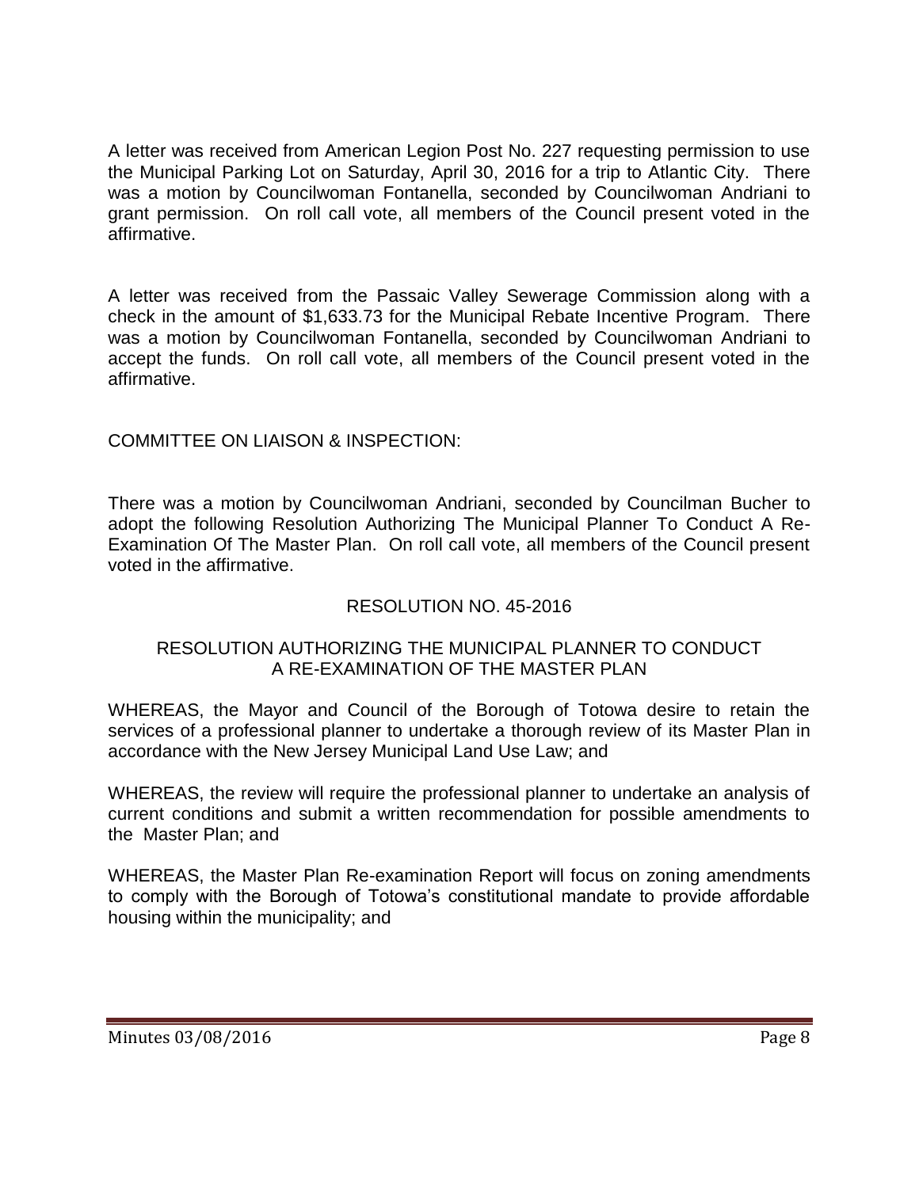A letter was received from American Legion Post No. 227 requesting permission to use the Municipal Parking Lot on Saturday, April 30, 2016 for a trip to Atlantic City. There was a motion by Councilwoman Fontanella, seconded by Councilwoman Andriani to grant permission. On roll call vote, all members of the Council present voted in the affirmative.

A letter was received from the Passaic Valley Sewerage Commission along with a check in the amount of $1,633.73 for the Municipal Rebate Incentive Program. There was a motion by Councilwoman Fontanella, seconded by Councilwoman Andriani to accept the funds. On roll call vote, all members of the Council present voted in the affirmative.

COMMITTEE ON LIAISON & INSPECTION:

There was a motion by Councilwoman Andriani, seconded by Councilman Bucher to adopt the following Resolution Authorizing The Municipal Planner To Conduct A Re-Examination Of The Master Plan. On roll call vote, all members of the Council present voted in the affirmative.

RESOLUTION NO. 45-2016

RESOLUTION AUTHORIZING THE MUNICIPAL PLANNER TO CONDUCT A RE-EXAMINATION OF THE MASTER PLAN

WHEREAS, the Mayor and Council of the Borough of Totowa desire to retain the services of a professional planner to undertake a thorough review of its Master Plan in accordance with the New Jersey Municipal Land Use Law; and

WHEREAS, the review will require the professional planner to undertake an analysis of current conditions and submit a written recommendation for possible amendments to the Master Plan; and

WHEREAS, the Master Plan Re-examination Report will focus on zoning amendments to comply with the Borough of Totowa's constitutional mandate to provide affordable housing within the municipality; and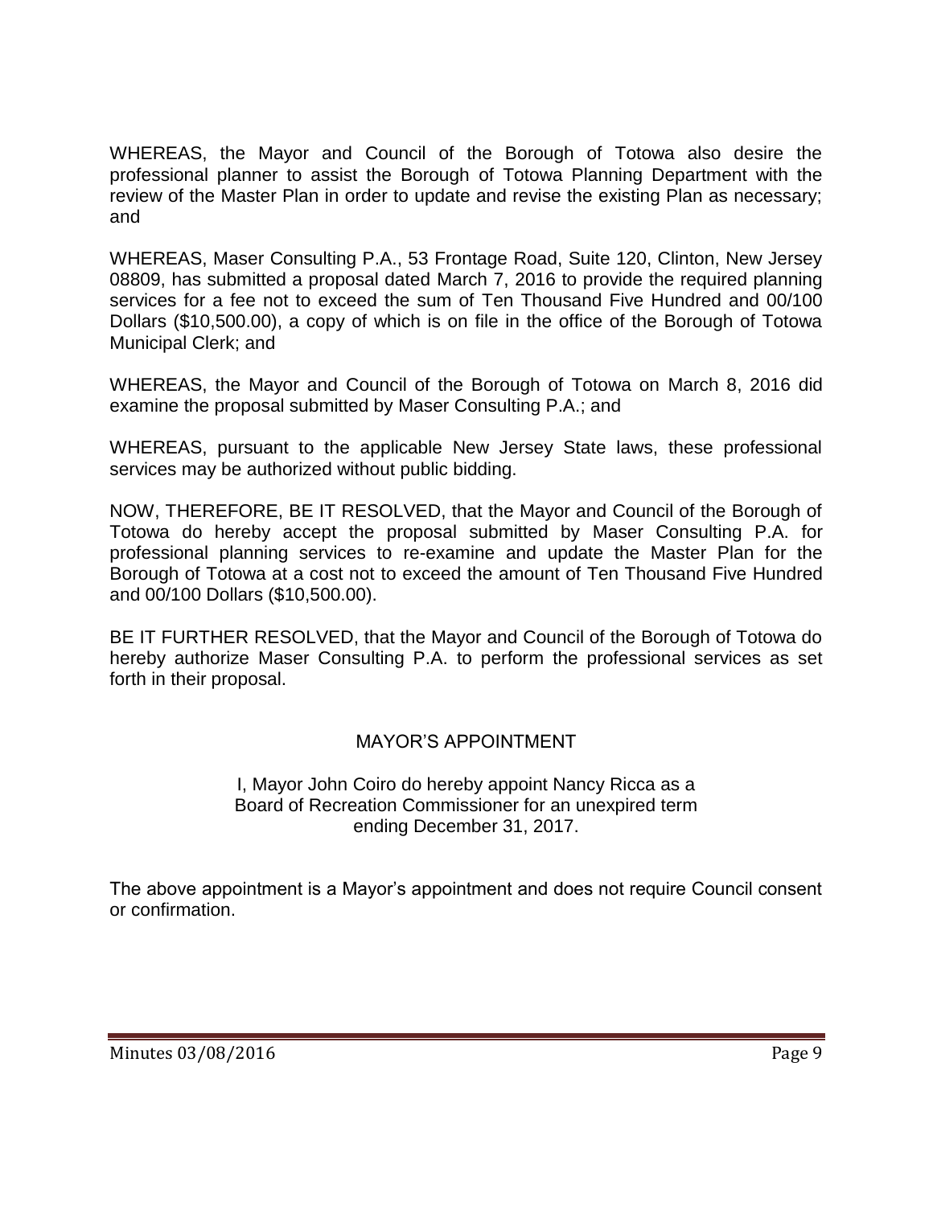WHEREAS, the Mayor and Council of the Borough of Totowa also desire the professional planner to assist the Borough of Totowa Planning Department with the review of the Master Plan in order to update and revise the existing Plan as necessary; and

WHEREAS, Maser Consulting P.A., 53 Frontage Road, Suite 120, Clinton, New Jersey 08809, has submitted a proposal dated March 7, 2016 to provide the required planning services for a fee not to exceed the sum of Ten Thousand Five Hundred and 00/100 Dollars ($10,500.00), a copy of which is on file in the office of the Borough of Totowa Municipal Clerk; and

WHEREAS, the Mayor and Council of the Borough of Totowa on March 8, 2016 did examine the proposal submitted by Maser Consulting P.A.; and

WHEREAS, pursuant to the applicable New Jersey State laws, these professional services may be authorized without public bidding.

NOW, THEREFORE, BE IT RESOLVED, that the Mayor and Council of the Borough of Totowa do hereby accept the proposal submitted by Maser Consulting P.A. for professional planning services to re-examine and update the Master Plan for the Borough of Totowa at a cost not to exceed the amount of Ten Thousand Five Hundred and 00/100 Dollars ($10,500.00).

BE IT FURTHER RESOLVED, that the Mayor and Council of the Borough of Totowa do hereby authorize Maser Consulting P.A. to perform the professional services as set forth in their proposal.

## MAYOR'S APPOINTMENT

I, Mayor John Coiro do hereby appoint Nancy Ricca as a Board of Recreation Commissioner for an unexpired term ending December 31, 2017.

The above appointment is a Mayor's appointment and does not require Council consent or confirmation.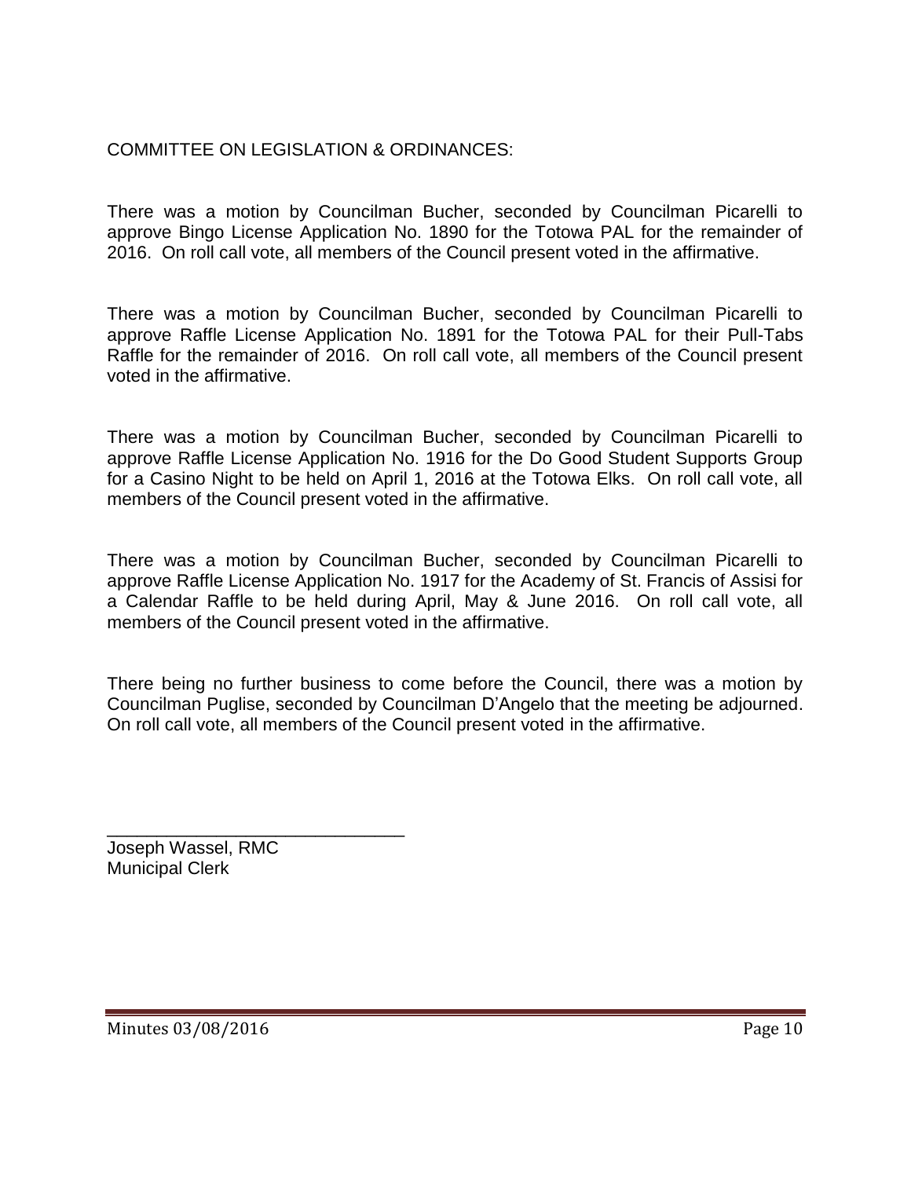COMMITTEE ON LEGISLATION & ORDINANCES:

There was a motion by Councilman Bucher, seconded by Councilman Picarelli to approve Bingo License Application No. 1890 for the Totowa PAL for the remainder of 2016. On roll call vote, all members of the Council present voted in the affirmative.

There was a motion by Councilman Bucher, seconded by Councilman Picarelli to approve Raffle License Application No. 1891 for the Totowa PAL for their Pull-Tabs Raffle for the remainder of 2016. On roll call vote, all members of the Council present voted in the affirmative.

There was a motion by Councilman Bucher, seconded by Councilman Picarelli to approve Raffle License Application No. 1916 for the Do Good Student Supports Group for a Casino Night to be held on April 1, 2016 at the Totowa Elks. On roll call vote, all members of the Council present voted in the affirmative.

There was a motion by Councilman Bucher, seconded by Councilman Picarelli to approve Raffle License Application No. 1917 for the Academy of St. Francis of Assisi for a Calendar Raffle to be held during April, May & June 2016. On roll call vote, all members of the Council present voted in the affirmative.

There being no further business to come before the Council, there was a motion by Councilman Puglise, seconded by Councilman D'Angelo that the meeting be adjourned. On roll call vote, all members of the Council present voted in the affirmative.

\_\_\_\_\_\_\_\_\_\_\_\_\_\_\_\_\_\_\_\_\_\_\_\_\_\_\_\_\_\_\_

Joseph Wassel, RMC
Municipal Clerk